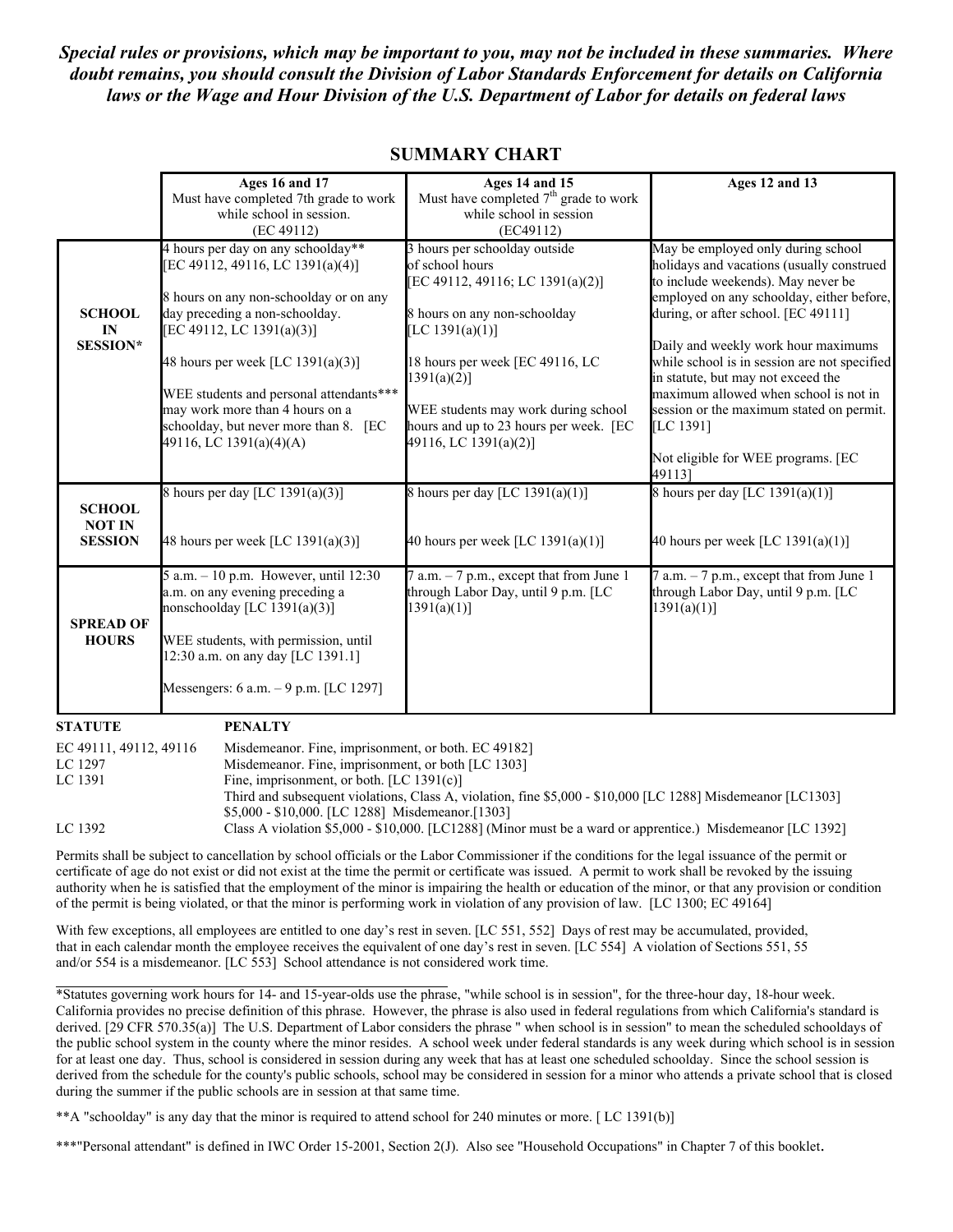***Special rules or provisions, which may be important to you, may not be included in these summaries. Where doubt remains, you should consult the Division of Labor Standards Enforcement for details on California laws or the Wage and Hour Division of the U.S. Department of Labor for details on federal laws***

## SUMMARY CHART

| | **Ages 16 and 17**<br>Must have completed 7th grade to work while school in session.<br>(EC 49112) | **Ages 14 and 15**<br>Must have completed 7th grade to work while school in session<br>(EC49112) | **Ages 12 and 13** |
|---|---|---|---|
| **SCHOOL IN SESSION*** | 4 hours per day on any schoolday** [EC 49112, 49116, LC 1391(a)(4)]<br><br>8 hours on any non-schoolday or on any day preceding a non-schoolday. [EC 49112, LC 1391(a)(3)]<br><br>48 hours per week [LC 1391(a)(3)]<br><br>WEE students and personal attendants*** may work more than 4 hours on a schoolday, but never more than 8. [EC 49116, LC 1391(a)(4)(A) | 3 hours per schoolday outside of school hours [EC 49112, 49116; LC 1391(a)(2)]<br><br>8 hours on any non-schoolday [LC 1391(a)(1)]<br><br>18 hours per week [EC 49116, LC 1391(a)(2)]<br><br>WEE students may work during school hours and up to 23 hours per week. [EC 49116, LC 1391(a)(2)] | May be employed only during school holidays and vacations (usually construed to include weekends). May never be employed on any schoolday, either before, during, or after school. [EC 49111]<br><br>Daily and weekly work hour maximums while school is in session are not specified in statute, but may not exceed the maximum allowed when school is not in session or the maximum stated on permit. [LC 1391]<br><br>Not eligible for WEE programs. [EC 49113] |
| **SCHOOL NOT IN SESSION** | 8 hours per day [LC 1391(a)(3)]<br><br>48 hours per week [LC 1391(a)(3)] | 8 hours per day [LC 1391(a)(1)]<br><br>40 hours per week [LC 1391(a)(1)] | 8 hours per day [LC 1391(a)(1)]<br><br>40 hours per week [LC 1391(a)(1)] |
| **SPREAD OF HOURS** | 5 a.m. – 10 p.m. However, until 12:30 a.m. on any evening preceding a nonschoolday [LC 1391(a)(3)]<br><br>WEE students, with permission, until 12:30 a.m. on any day [LC 1391.1]<br><br>Messengers: 6 a.m. – 9 p.m. [LC 1297] | 7 a.m. – 7 p.m., except that from June 1 through Labor Day, until 9 p.m. [LC 1391(a)(1)] | 7 a.m. – 7 p.m., except that from June 1 through Labor Day, until 9 p.m. [LC 1391(a)(1)] |

| **STATUTE** | **PENALTY** |
|---|---|
| EC 49111, 49112, 49116 | Misdemeanor. Fine, imprisonment, or both. EC 49182] |
| LC 1297 | Misdemeanor. Fine, imprisonment, or both [LC 1303] |
| LC 1391 | Fine, imprisonment, or both. [LC 1391(c)]<br>Third and subsequent violations, Class A, violation, fine $5,000 - $10,000 [LC 1288] Misdemeanor [LC1303]<br>$5,000 - $10,000. [LC 1288] Misdemeanor.[1303] |
| LC 1392 | Class A violation $5,000 - $10,000. [LC1288] (Minor must be a ward or apprentice.) Misdemeanor [LC 1392] |

Permits shall be subject to cancellation by school officials or the Labor Commissioner if the conditions for the legal issuance of the permit or certificate of age do not exist or did not exist at the time the permit or certificate was issued. A permit to work shall be revoked by the issuing authority when he is satisfied that the employment of the minor is impairing the health or education of the minor, or that any provision or condition of the permit is being violated, or that the minor is performing work in violation of any provision of law. [LC 1300; EC 49164]

With few exceptions, all employees are entitled to one day's rest in seven. [LC 551, 552] Days of rest may be accumulated, provided, that in each calendar month the employee receives the equivalent of one day's rest in seven. [LC 554] A violation of Sections 551, 55 and/or 554 is a misdemeanor. [LC 553] School attendance is not considered work time.

---

*Statutes governing work hours for 14- and 15-year-olds use the phrase, "while school is in session", for the three-hour day, 18-hour week. California provides no precise definition of this phrase. However, the phrase is also used in federal regulations from which California's standard is derived. [29 CFR 570.35(a)] The U.S. Department of Labor considers the phrase " when school is in session" to mean the scheduled schooldays of the public school system in the county where the minor resides. A school week under federal standards is any week during which school is in session for at least one day. Thus, school is considered in session during any week that has at least one scheduled schoolday. Since the school session is derived from the schedule for the county's public schools, school may be considered in session for a minor who attends a private school that is closed during the summer if the public schools are in session at that same time.

**A "schoolday" is any day that the minor is required to attend school for 240 minutes or more. [ LC 1391(b)]

***"Personal attendant" is defined in IWC Order 15-2001, Section 2(J). Also see "Household Occupations" in Chapter 7 of this booklet.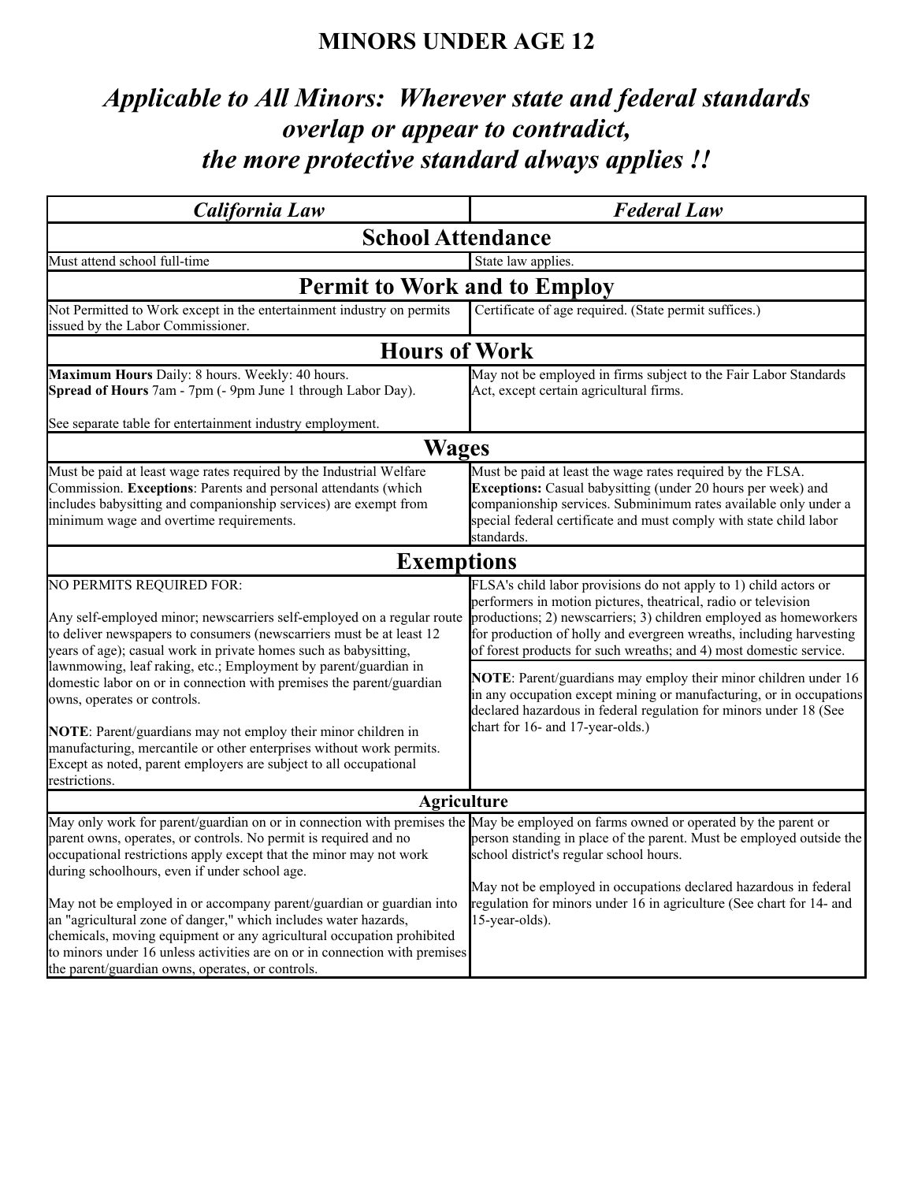# MINORS UNDER AGE 12

## *Applicable to All Minors: Wherever state and federal standards overlap or appear to contradict, the more protective standard always applies !!*

| *California Law* | *Federal Law* |
|---|---|
| **School Attendance** | |
| Must attend school full-time | State law applies. |
| **Permit to Work and to Employ** | |
| Not Permitted to Work except in the entertainment industry on permits issued by the Labor Commissioner. | Certificate of age required. (State permit suffices.) |
| **Hours of Work** | |
| **Maximum Hours** Daily: 8 hours. Weekly: 40 hours.<br>**Spread of Hours** 7am - 7pm (- 9pm June 1 through Labor Day).<br><br>See separate table for entertainment industry employment. | May not be employed in firms subject to the Fair Labor Standards Act, except certain agricultural firms. |
| **Wages** | |
| Must be paid at least wage rates required by the Industrial Welfare Commission. **Exceptions**: Parents and personal attendants (which includes babysitting and companionship services) are exempt from minimum wage and overtime requirements. | Must be paid at least the wage rates required by the FLSA. **Exceptions:** Casual babysitting (under 20 hours per week) and companionship services. Subminimum rates available only under a special federal certificate and must comply with state child labor standards. |
| **Exemptions** | |
| NO PERMITS REQUIRED FOR:<br><br>Any self-employed minor; newscarriers self-employed on a regular route to deliver newspapers to consumers (newscarriers must be at least 12 years of age); casual work in private homes such as babysitting, lawnmowing, leaf raking, etc.; Employment by parent/guardian in domestic labor on or in connection with premises the parent/guardian owns, operates or controls.<br><br>**NOTE**: Parent/guardians may not employ their minor children in manufacturing, mercantile or other enterprises without work permits. Except as noted, parent employers are subject to all occupational restrictions. | FLSA's child labor provisions do not apply to 1) child actors or performers in motion pictures, theatrical, radio or television productions; 2) newscarriers; 3) children employed as homeworkers for production of holly and evergreen wreaths, including harvesting of forest products for such wreaths; and 4) most domestic service.<br><br>**NOTE**: Parent/guardians may employ their minor children under 16 in any occupation except mining or manufacturing, or in occupations declared hazardous in federal regulation for minors under 18 (See chart for 16- and 17-year-olds.) |
| **Agriculture** | |
| May only work for parent/guardian on or in connection with premises the parent owns, operates, or controls. No permit is required and no occupational restrictions apply except that the minor may not work during schoolhours, even if under school age.<br><br>May not be employed in or accompany parent/guardian or guardian into an "agricultural zone of danger," which includes water hazards, chemicals, moving equipment or any agricultural occupation prohibited to minors under 16 unless activities are on or in connection with premises the parent/guardian owns, operates, or controls. | May be employed on farms owned or operated by the parent or person standing in place of the parent. Must be employed outside the school district's regular school hours.<br><br>May not be employed in occupations declared hazardous in federal regulation for minors under 16 in agriculture (See chart for 14- and 15-year-olds). |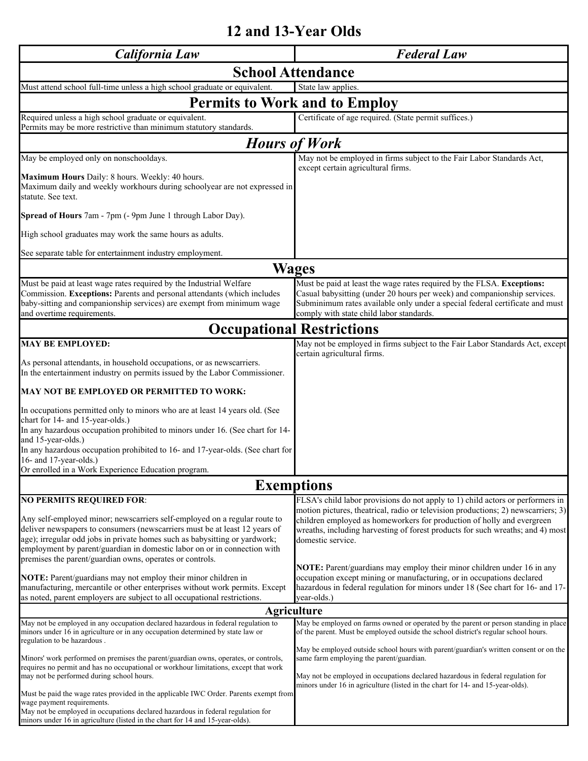# 12 and 13-Year Olds

| *California Law* | *Federal Law* |
|---|---|
| **School Attendance** | |
| Must attend school full-time unless a high school graduate or equivalent. | State law applies. |
| **Permits to Work and to Employ** | |
| Required unless a high school graduate or equivalent.<br>Permits may be more restrictive than minimum statutory standards. | Certificate of age required. (State permit suffices.) |
| ***Hours of Work*** | |
| May be employed only on nonschooldays.<br><br>**Maximum Hours** Daily: 8 hours. Weekly: 40 hours.<br>Maximum daily and weekly workhours during schoolyear are not expressed in statute. See text.<br><br>**Spread of Hours** 7am - 7pm (- 9pm June 1 through Labor Day).<br><br>High school graduates may work the same hours as adults.<br><br>See separate table for entertainment industry employment. | May not be employed in firms subject to the Fair Labor Standards Act, except certain agricultural firms. |
| **Wages** | |
| Must be paid at least wage rates required by the Industrial Welfare Commission. **Exceptions:** Parents and personal attendants (which includes baby-sitting and companionship services) are exempt from minimum wage and overtime requirements. | Must be paid at least the wage rates required by the FLSA. **Exceptions:** Casual babysitting (under 20 hours per week) and companionship services. Subminimum rates available only under a special federal certificate and must comply with state child labor standards. |
| **Occupational Restrictions** | |
| **MAY BE EMPLOYED:**<br><br>As personal attendants, in household occupations, or as newscarriers.<br>In the entertainment industry on permits issued by the Labor Commissioner.<br><br>**MAY NOT BE EMPLOYED OR PERMITTED TO WORK:**<br><br>In occupations permitted only to minors who are at least 14 years old. (See chart for 14- and 15-year-olds.)<br>In any hazardous occupation prohibited to minors under 16. (See chart for 14- and 15-year-olds.)<br>In any hazardous occupation prohibited to 16- and 17-year-olds. (See chart for 16- and 17-year-olds.)<br>Or enrolled in a Work Experience Education program. | May not be employed in firms subject to the Fair Labor Standards Act, except certain agricultural firms. |
| **Exemptions** | |
| **NO PERMITS REQUIRED FOR**:<br><br>Any self-employed minor; newscarriers self-employed on a regular route to deliver newspapers to consumers (newscarriers must be at least 12 years of age); irregular odd jobs in private homes such as babysitting or yardwork; employment by parent/guardian in domestic labor on or in connection with premises the parent/guardian owns, operates or controls.<br><br>**NOTE:** Parent/guardians may not employ their minor children in manufacturing, mercantile or other enterprises without work permits. Except as noted, parent employers are subject to all occupational restrictions. | FLSA's child labor provisions do not apply to 1) child actors or performers in motion pictures, theatrical, radio or television productions; 2) newscarriers; 3) children employed as homeworkers for production of holly and evergreen wreaths, including harvesting of forest products for such wreaths; and 4) most domestic service.<br><br>**NOTE:** Parent/guardians may employ their minor children under 16 in any occupation except mining or manufacturing, or in occupations declared hazardous in federal regulation for minors under 18 (See chart for 16- and 17-year-olds.) |
| **Agriculture** | |
| May not be employed in any occupation declared hazardous in federal regulation to minors under 16 in agriculture or in any occupation determined by state law or regulation to be hazardous .<br><br>Minors' work performed on premises the parent/guardian owns, operates, or controls, requires no permit and has no occupational or workhour limitations, except that work may not be performed during school hours.<br><br>Must be paid the wage rates provided in the applicable IWC Order. Parents exempt from wage payment requirements.<br>May not be employed in occupations declared hazardous in federal regulation for minors under 16 in agriculture (listed in the chart for 14 and 15-year-olds). | May be employed on farms owned or operated by the parent or person standing in place of the parent. Must be employed outside the school district's regular school hours.<br><br>May be employed outside school hours with parent/guardian's written consent or on the same farm employing the parent/guardian.<br><br>May not be employed in occupations declared hazardous in federal regulation for minors under 16 in agriculture (listed in the chart for 14- and 15-year-olds). |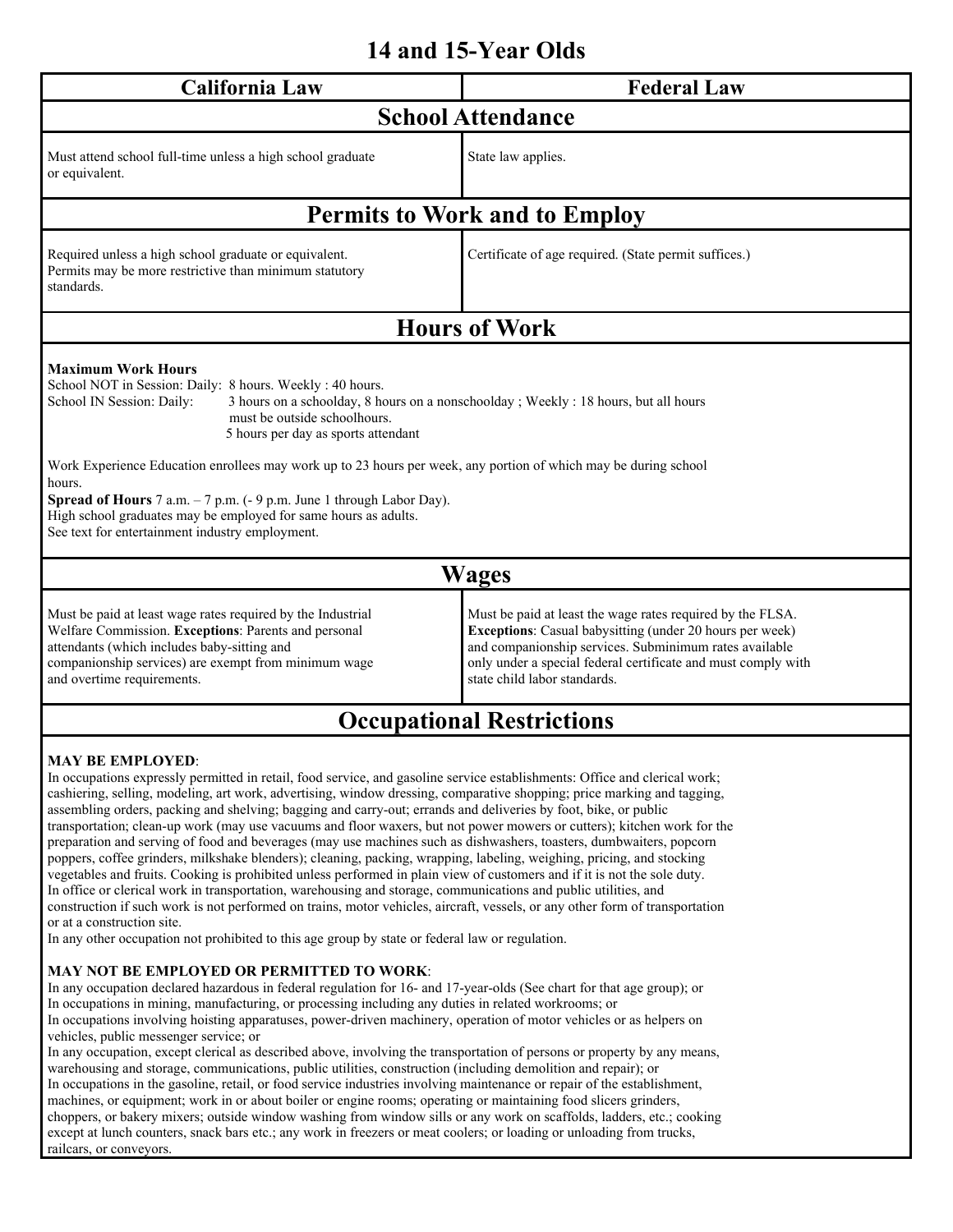# 14 and 15-Year Olds

| California Law | Federal Law |
|---|---|
| **School Attendance** | |
| Must attend school full-time unless a high school graduate or equivalent. | State law applies. |
| **Permits to Work and to Employ** | |
| Required unless a high school graduate or equivalent. Permits may be more restrictive than minimum statutory standards. | Certificate of age required. (State permit suffices.) |

## Hours of Work

**Maximum Work Hours**
School NOT in Session: Daily: 8 hours. Weekly : 40 hours.
School IN Session: Daily: 3 hours on a schoolday, 8 hours on a nonschoolday ; Weekly : 18 hours, but all hours must be outside schoolhours.
5 hours per day as sports attendant

Work Experience Education enrollees may work up to 23 hours per week, any portion of which may be during school hours.
**Spread of Hours** 7 a.m. – 7 p.m. (- 9 p.m. June 1 through Labor Day).
High school graduates may be employed for same hours as adults.
See text for entertainment industry employment.

## Wages

| California Law | Federal Law |
|---|---|
| Must be paid at least wage rates required by the Industrial Welfare Commission. **Exceptions**: Parents and personal attendants (which includes baby-sitting and companionship services) are exempt from minimum wage and overtime requirements. | Must be paid at least the wage rates required by the FLSA. **Exceptions**: Casual babysitting (under 20 hours per week) and companionship services. Subminimum rates available only under a special federal certificate and must comply with state child labor standards. |

## Occupational Restrictions

**MAY BE EMPLOYED**:
In occupations expressly permitted in retail, food service, and gasoline service establishments: Office and clerical work; cashiering, selling, modeling, art work, advertising, window dressing, comparative shopping; price marking and tagging, assembling orders, packing and shelving; bagging and carry-out; errands and deliveries by foot, bike, or public transportation; clean-up work (may use vacuums and floor waxers, but not power mowers or cutters); kitchen work for the preparation and serving of food and beverages (may use machines such as dishwashers, toasters, dumbwaiters, popcorn poppers, coffee grinders, milkshake blenders); cleaning, packing, wrapping, labeling, weighing, pricing, and stocking vegetables and fruits. Cooking is prohibited unless performed in plain view of customers and if it is not the sole duty.
In office or clerical work in transportation, warehousing and storage, communications and public utilities, and construction if such work is not performed on trains, motor vehicles, aircraft, vessels, or any other form of transportation or at a construction site.
In any other occupation not prohibited to this age group by state or federal law or regulation.

**MAY NOT BE EMPLOYED OR PERMITTED TO WORK**:
In any occupation declared hazardous in federal regulation for 16- and 17-year-olds (See chart for that age group); or
In occupations in mining, manufacturing, or processing including any duties in related workrooms; or
In occupations involving hoisting apparatuses, power-driven machinery, operation of motor vehicles or as helpers on vehicles, public messenger service; or
In any occupation, except clerical as described above, involving the transportation of persons or property by any means, warehousing and storage, communications, public utilities, construction (including demolition and repair); or
In occupations in the gasoline, retail, or food service industries involving maintenance or repair of the establishment, machines, or equipment; work in or about boiler or engine rooms; operating or maintaining food slicers grinders, choppers, or bakery mixers; outside window washing from window sills or any work on scaffolds, ladders, etc.; cooking except at lunch counters, snack bars etc.; any work in freezers or meat coolers; or loading or unloading from trucks, railcars, or conveyors.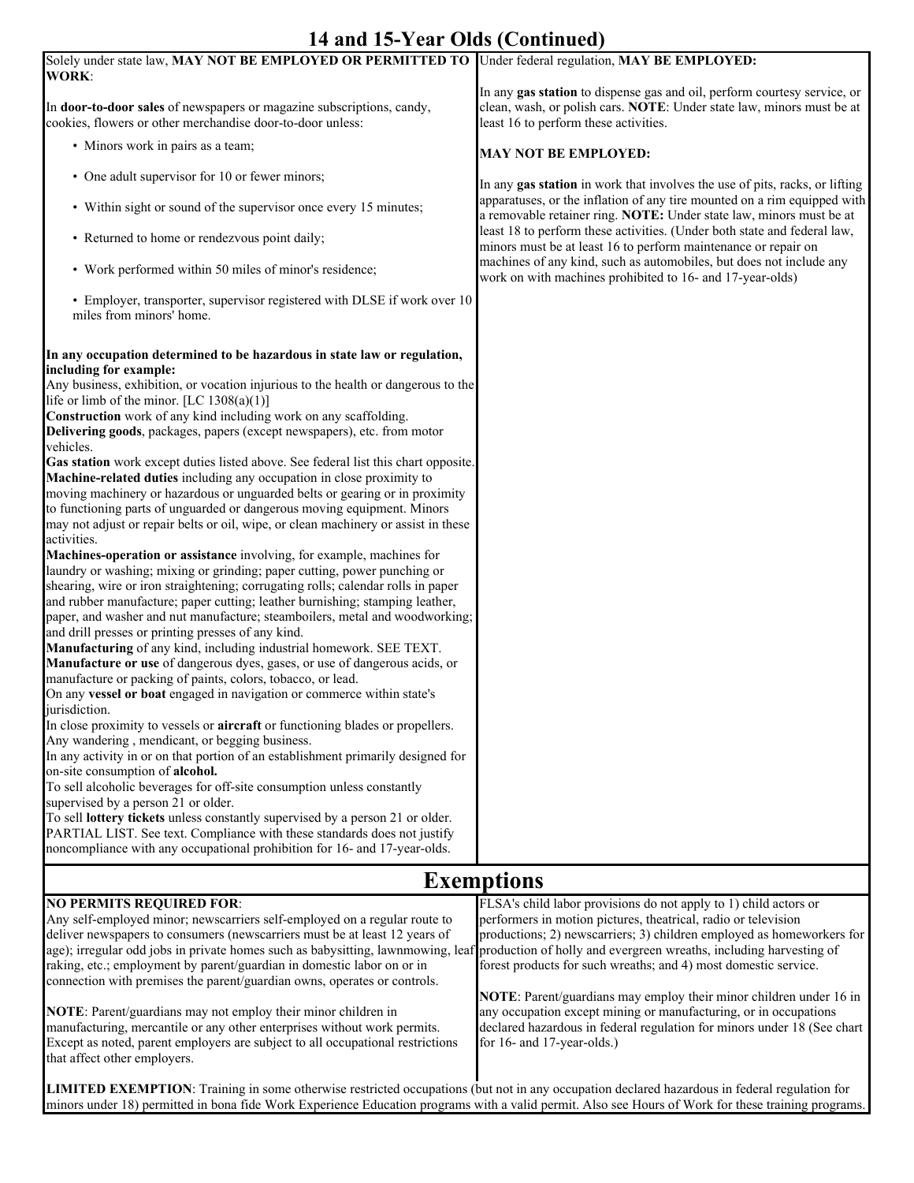# 14 and 15-Year Olds (Continued)

Solely under state law, **MAY NOT BE EMPLOYED OR PERMITTED TO WORK**:

In **door-to-door sales** of newspapers or magazine subscriptions, candy, cookies, flowers or other merchandise door-to-door unless:

- Minors work in pairs as a team;
- One adult supervisor for 10 or fewer minors;
- Within sight or sound of the supervisor once every 15 minutes;
- Returned to home or rendezvous point daily;
- Work performed within 50 miles of minor's residence;
- Employer, transporter, supervisor registered with DLSE if work over 10 miles from minors' home.

**In any occupation determined to be hazardous in state law or regulation, including for example:**
Any business, exhibition, or vocation injurious to the health or dangerous to the life or limb of the minor. [LC 1308(a)(1)]
**Construction** work of any kind including work on any scaffolding.
**Delivering goods**, packages, papers (except newspapers), etc. from motor vehicles.
**Gas station** work except duties listed above. See federal list this chart opposite.
**Machine-related duties** including any occupation in close proximity to moving machinery or hazardous or unguarded belts or gearing or in proximity to functioning parts of unguarded or dangerous moving equipment. Minors may not adjust or repair belts or oil, wipe, or clean machinery or assist in these activities.
**Machines-operation or assistance** involving, for example, machines for laundry or washing; mixing or grinding; paper cutting, power punching or shearing, wire or iron straightening; corrugating rolls; calendar rolls in paper and rubber manufacture; paper cutting; leather burnishing; stamping leather, paper, and washer and nut manufacture; steamboilers, metal and woodworking; and drill presses or printing presses of any kind.
**Manufacturing** of any kind, including industrial homework. SEE TEXT.
**Manufacture or use** of dangerous dyes, gases, or use of dangerous acids, or manufacture or packing of paints, colors, tobacco, or lead.
On any **vessel or boat** engaged in navigation or commerce within state's jurisdiction.
In close proximity to vessels or **aircraft** or functioning blades or propellers.
Any wandering , mendicant, or begging business.
In any activity in or on that portion of an establishment primarily designed for on-site consumption of **alcohol.**
To sell alcoholic beverages for off-site consumption unless constantly supervised by a person 21 or older.
To sell **lottery tickets** unless constantly supervised by a person 21 or older.
PARTIAL LIST. See text. Compliance with these standards does not justify noncompliance with any occupational prohibition for 16- and 17-year-olds.

Under federal regulation, **MAY BE EMPLOYED:**

In any **gas station** to dispense gas and oil, perform courtesy service, or clean, wash, or polish cars. **NOTE**: Under state law, minors must be at least 16 to perform these activities.

**MAY NOT BE EMPLOYED:**

In any **gas station** in work that involves the use of pits, racks, or lifting apparatuses, or the inflation of any tire mounted on a rim equipped with a removable retainer ring. **NOTE:** Under state law, minors must be at least 18 to perform these activities. (Under both state and federal law, minors must be at least 16 to perform maintenance or repair on machines of any kind, such as automobiles, but does not include any work on with machines prohibited to 16- and 17-year-olds)

## Exemptions

**NO PERMITS REQUIRED FOR**:
Any self-employed minor; newscarriers self-employed on a regular route to deliver newspapers to consumers (newscarriers must be at least 12 years of age); irregular odd jobs in private homes such as babysitting, lawnmowing, leaf raking, etc.; employment by parent/guardian in domestic labor on or in connection with premises the parent/guardian owns, operates or controls.

**NOTE**: Parent/guardians may not employ their minor children in manufacturing, mercantile or any other enterprises without work permits. Except as noted, parent employers are subject to all occupational restrictions that affect other employers.

FLSA's child labor provisions do not apply to 1) child actors or performers in motion pictures, theatrical, radio or television productions; 2) newscarriers; 3) children employed as homeworkers for production of holly and evergreen wreaths, including harvesting of forest products for such wreaths; and 4) most domestic service.

**NOTE**: Parent/guardians may employ their minor children under 16 in any occupation except mining or manufacturing, or in occupations declared hazardous in federal regulation for minors under 18 (See chart for 16- and 17-year-olds.)

**LIMITED EXEMPTION**: Training in some otherwise restricted occupations (but not in any occupation declared hazardous in federal regulation for minors under 18) permitted in bona fide Work Experience Education programs with a valid permit. Also see Hours of Work for these training programs.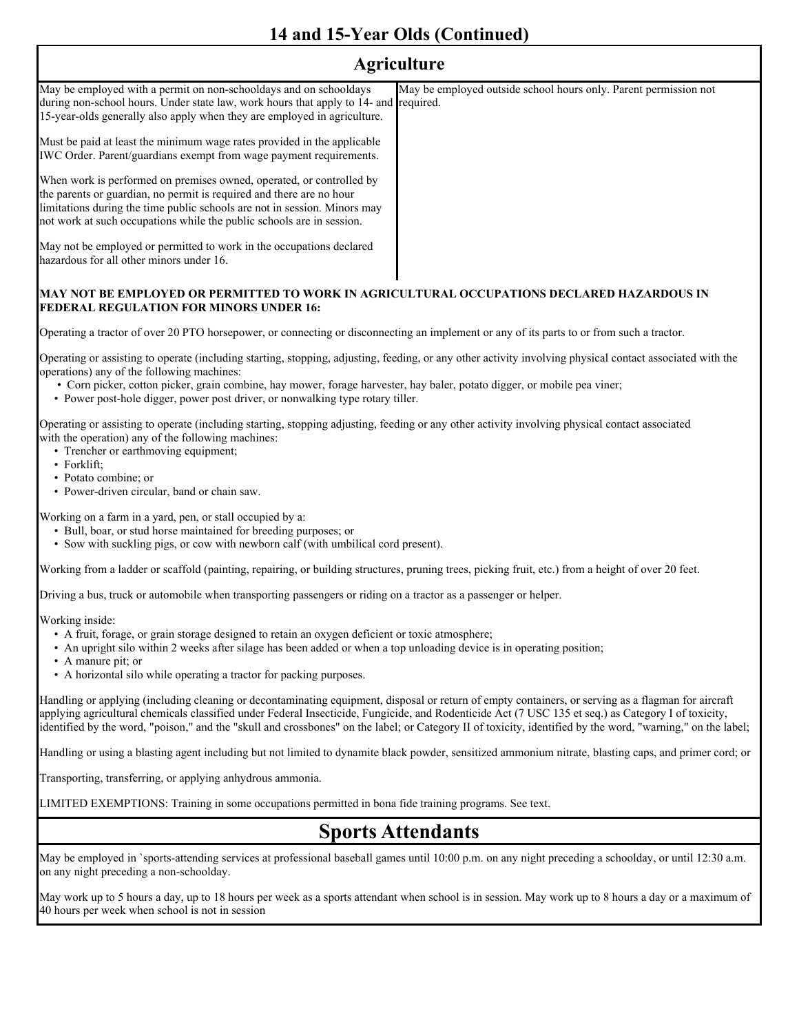## 14 and 15-Year Olds (Continued)

### Agriculture

| | |
|---|---|
| May be employed with a permit on non-schooldays and on schooldays during non-school hours. Under state law, work hours that apply to 14- and 15-year-olds generally also apply when they are employed in agriculture.<br><br>Must be paid at least the minimum wage rates provided in the applicable IWC Order. Parent/guardians exempt from wage payment requirements.<br><br>When work is performed on premises owned, operated, or controlled by the parents or guardian, no permit is required and there are no hour limitations during the time public schools are not in session. Minors may not work at such occupations while the public schools are in session.<br><br>May not be employed or permitted to work in the occupations declared hazardous for all other minors under 16. | May be employed outside school hours only. Parent permission not required. |

**MAY NOT BE EMPLOYED OR PERMITTED TO WORK IN AGRICULTURAL OCCUPATIONS DECLARED HAZARDOUS IN FEDERAL REGULATION FOR MINORS UNDER 16:**

Operating a tractor of over 20 PTO horsepower, or connecting or disconnecting an implement or any of its parts to or from such a tractor.

Operating or assisting to operate (including starting, stopping, adjusting, feeding, or any other activity involving physical contact associated with the operations) any of the following machines:

- Corn picker, cotton picker, grain combine, hay mower, forage harvester, hay baler, potato digger, or mobile pea viner;
- Power post-hole digger, power post driver, or nonwalking type rotary tiller.

Operating or assisting to operate (including starting, stopping adjusting, feeding or any other activity involving physical contact associated with the operation) any of the following machines:

- Trencher or earthmoving equipment;
- Forklift;
- Potato combine; or
- Power-driven circular, band or chain saw.

Working on a farm in a yard, pen, or stall occupied by a:

- Bull, boar, or stud horse maintained for breeding purposes; or
- Sow with suckling pigs, or cow with newborn calf (with umbilical cord present).

Working from a ladder or scaffold (painting, repairing, or building structures, pruning trees, picking fruit, etc.) from a height of over 20 feet.

Driving a bus, truck or automobile when transporting passengers or riding on a tractor as a passenger or helper.

Working inside:

- A fruit, forage, or grain storage designed to retain an oxygen deficient or toxic atmosphere;
- An upright silo within 2 weeks after silage has been added or when a top unloading device is in operating position;
- A manure pit; or
- A horizontal silo while operating a tractor for packing purposes.

Handling or applying (including cleaning or decontaminating equipment, disposal or return of empty containers, or serving as a flagman for aircraft applying agricultural chemicals classified under Federal Insecticide, Fungicide, and Rodenticide Act (7 USC 135 et seq.) as Category I of toxicity, identified by the word, "poison," and the "skull and crossbones" on the label; or Category II of toxicity, identified by the word, "warning," on the label;

Handling or using a blasting agent including but not limited to dynamite black powder, sensitized ammonium nitrate, blasting caps, and primer cord; or

Transporting, transferring, or applying anhydrous ammonia.

LIMITED EXEMPTIONS: Training in some occupations permitted in bona fide training programs. See text.

### Sports Attendants

May be employed in `sports-attending services at professional baseball games until 10:00 p.m. on any night preceding a schoolday, or until 12:30 a.m. on any night preceding a non-schoolday.

May work up to 5 hours a day, up to 18 hours per week as a sports attendant when school is in session. May work up to 8 hours a day or a maximum of 40 hours per week when school is not in session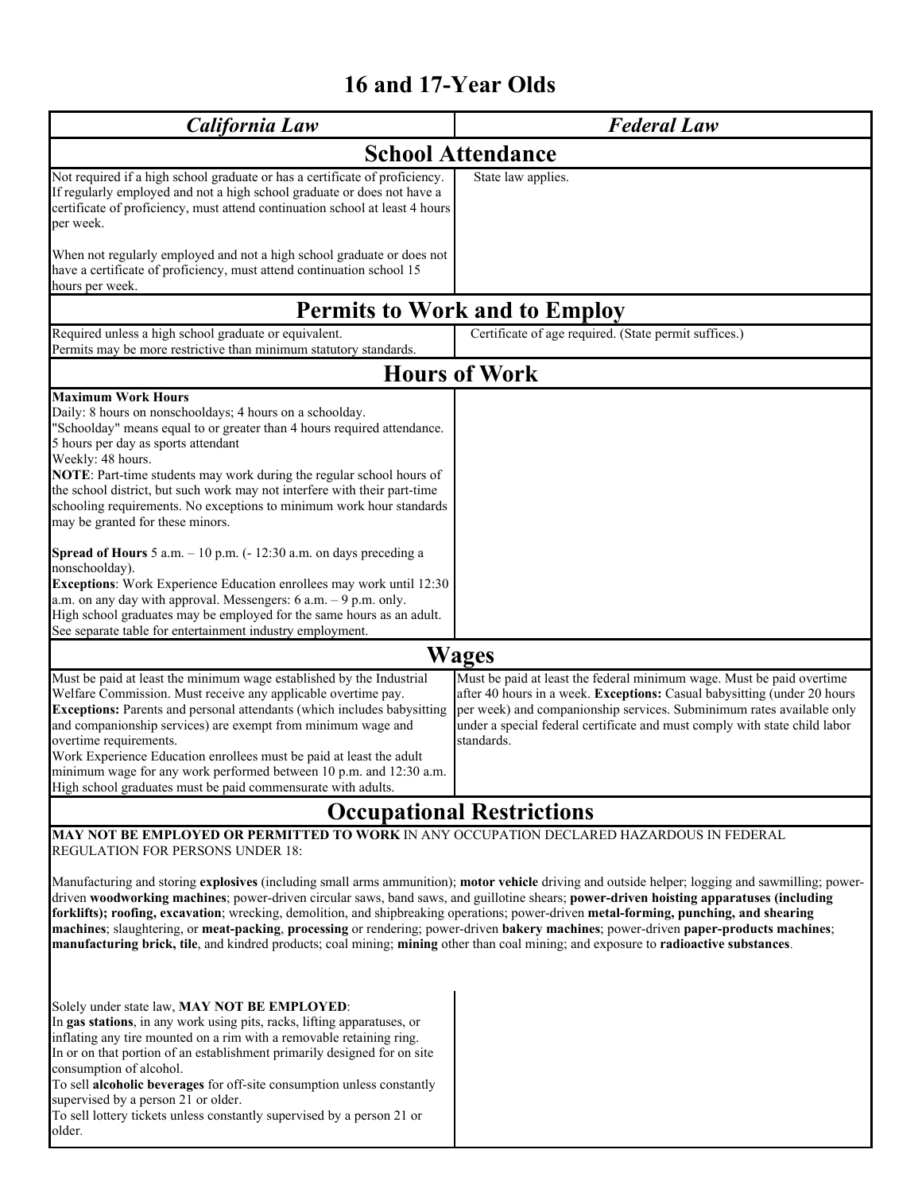# 16 and 17-Year Olds

| *California Law* | *Federal Law* |
|---|---|
| **School Attendance** | |
| Not required if a high school graduate or has a certificate of proficiency. If regularly employed and not a high school graduate or does not have a certificate of proficiency, must attend continuation school at least 4 hours per week.<br><br>When not regularly employed and not a high school graduate or does not have a certificate of proficiency, must attend continuation school 15 hours per week. | State law applies. |
| **Permits to Work and to Employ** | |
| Required unless a high school graduate or equivalent.<br>Permits may be more restrictive than minimum statutory standards. | Certificate of age required. (State permit suffices.) |
| **Hours of Work** | |
| **Maximum Work Hours**<br>Daily: 8 hours on nonschooldays; 4 hours on a schoolday.<br>"Schoolday" means equal to or greater than 4 hours required attendance.<br>5 hours per day as sports attendant<br>Weekly: 48 hours.<br>**NOTE**: Part-time students may work during the regular school hours of the school district, but such work may not interfere with their part-time schooling requirements. No exceptions to minimum work hour standards may be granted for these minors.<br><br>**Spread of Hours** 5 a.m. – 10 p.m. (- 12:30 a.m. on days preceding a nonschoolday).<br>**Exceptions**: Work Experience Education enrollees may work until 12:30 a.m. on any day with approval. Messengers: 6 a.m. – 9 p.m. only.<br>High school graduates may be employed for the same hours as an adult.<br>See separate table for entertainment industry employment. | |
| **Wages** | |
| Must be paid at least the minimum wage established by the Industrial Welfare Commission. Must receive any applicable overtime pay.<br>**Exceptions:** Parents and personal attendants (which includes babysitting and companionship services) are exempt from minimum wage and overtime requirements.<br>Work Experience Education enrollees must be paid at least the adult minimum wage for any work performed between 10 p.m. and 12:30 a.m.<br>High school graduates must be paid commensurate with adults. | Must be paid at least the federal minimum wage. Must be paid overtime after 40 hours in a week. **Exceptions:** Casual babysitting (under 20 hours per week) and companionship services. Subminimum rates available only under a special federal certificate and must comply with state child labor standards. |
| **Occupational Restrictions** | |
| **MAY NOT BE EMPLOYED OR PERMITTED TO WORK** IN ANY OCCUPATION DECLARED HAZARDOUS IN FEDERAL REGULATION FOR PERSONS UNDER 18:<br><br>Manufacturing and storing **explosives** (including small arms ammunition); **motor vehicle** driving and outside helper; logging and sawmilling; power-driven **woodworking machines**; power-driven circular saws, band saws, and guillotine shears; **power-driven hoisting apparatuses (including forklifts); roofing, excavation**; wrecking, demolition, and shipbreaking operations; power-driven **metal-forming, punching, and shearing machines**; slaughtering, or **meat-packing**, **processing** or rendering; power-driven **bakery machines**; power-driven **paper-products machines**; **manufacturing brick, tile**, and kindred products; coal mining; **mining** other than coal mining; and exposure to **radioactive substances**. | |
| Solely under state law, **MAY NOT BE EMPLOYED**:<br>In **gas stations**, in any work using pits, racks, lifting apparatuses, or inflating any tire mounted on a rim with a removable retaining ring.<br>In or on that portion of an establishment primarily designed for on site consumption of alcohol.<br>To sell **alcoholic beverages** for off-site consumption unless constantly supervised by a person 21 or older.<br>To sell lottery tickets unless constantly supervised by a person 21 or older. | |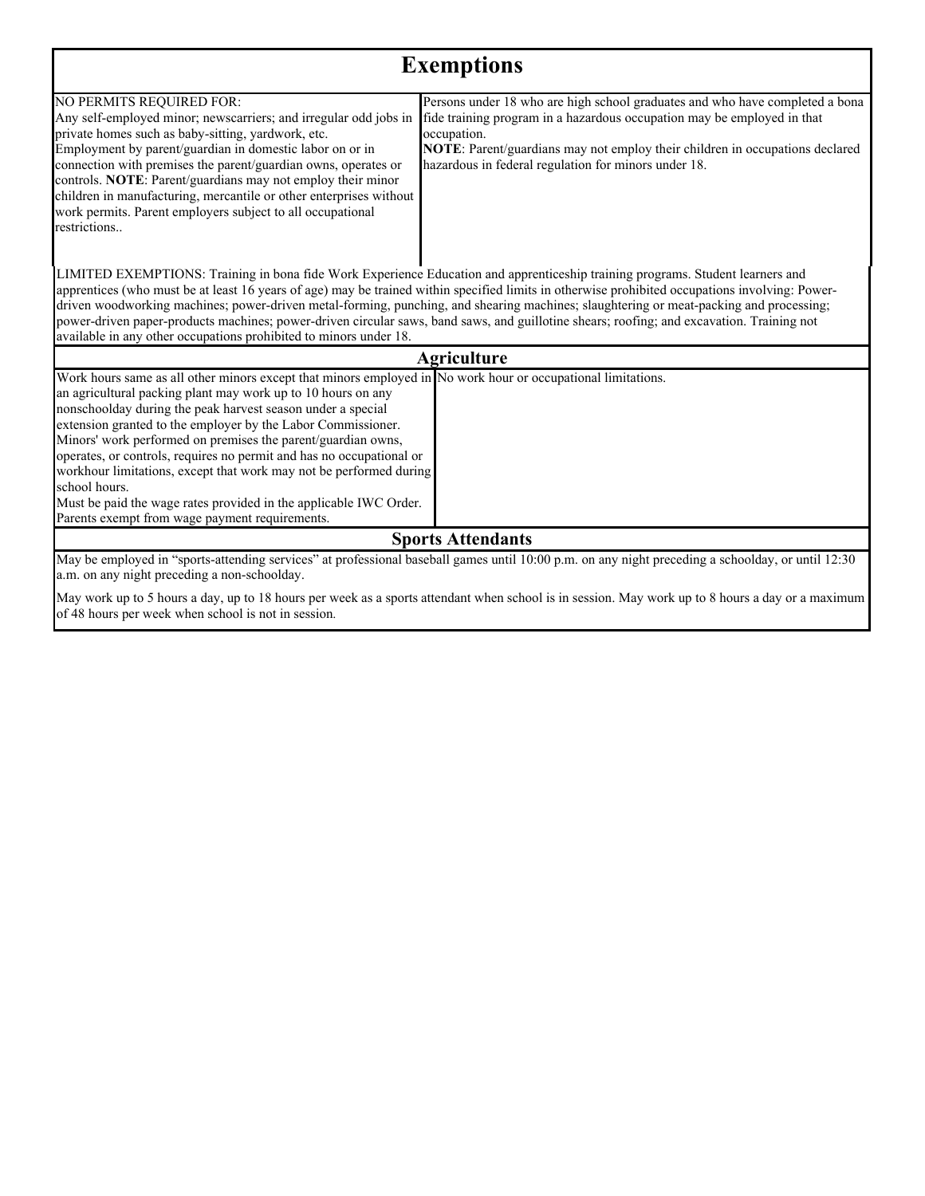# Exemptions

| | |
|---|---|
| NO PERMITS REQUIRED FOR:<br>Any self-employed minor; newscarriers; and irregular odd jobs in private homes such as baby-sitting, yardwork, etc.<br>Employment by parent/guardian in domestic labor on or in connection with premises the parent/guardian owns, operates or controls. **NOTE**: Parent/guardians may not employ their minor children in manufacturing, mercantile or other enterprises without work permits. Parent employers subject to all occupational restrictions.. | Persons under 18 who are high school graduates and who have completed a bona fide training program in a hazardous occupation may be employed in that occupation.<br>**NOTE**: Parent/guardians may not employ their children in occupations declared hazardous in federal regulation for minors under 18. |

LIMITED EXEMPTIONS: Training in bona fide Work Experience Education and apprenticeship training programs. Student learners and apprentices (who must be at least 16 years of age) may be trained within specified limits in otherwise prohibited occupations involving: Power-driven woodworking machines; power-driven metal-forming, punching, and shearing machines; slaughtering or meat-packing and processing; power-driven paper-products machines; power-driven circular saws, band saws, and guillotine shears; roofing; and excavation. Training not available in any other occupations prohibited to minors under 18.

## Agriculture

| | |
|---|---|
| Work hours same as all other minors except that minors employed in an agricultural packing plant may work up to 10 hours on any nonschoolday during the peak harvest season under a special extension granted to the employer by the Labor Commissioner.<br>Minors' work performed on premises the parent/guardian owns, operates, or controls, requires no permit and has no occupational or workhour limitations, except that work may not be performed during school hours.<br>Must be paid the wage rates provided in the applicable IWC Order. Parents exempt from wage payment requirements. | No work hour or occupational limitations. |

## Sports Attendants

May be employed in "sports-attending services" at professional baseball games until 10:00 p.m. on any night preceding a schoolday, or until 12:30 a.m. on any night preceding a non-schoolday.

May work up to 5 hours a day, up to 18 hours per week as a sports attendant when school is in session. May work up to 8 hours a day or a maximum of 48 hours per week when school is not in session.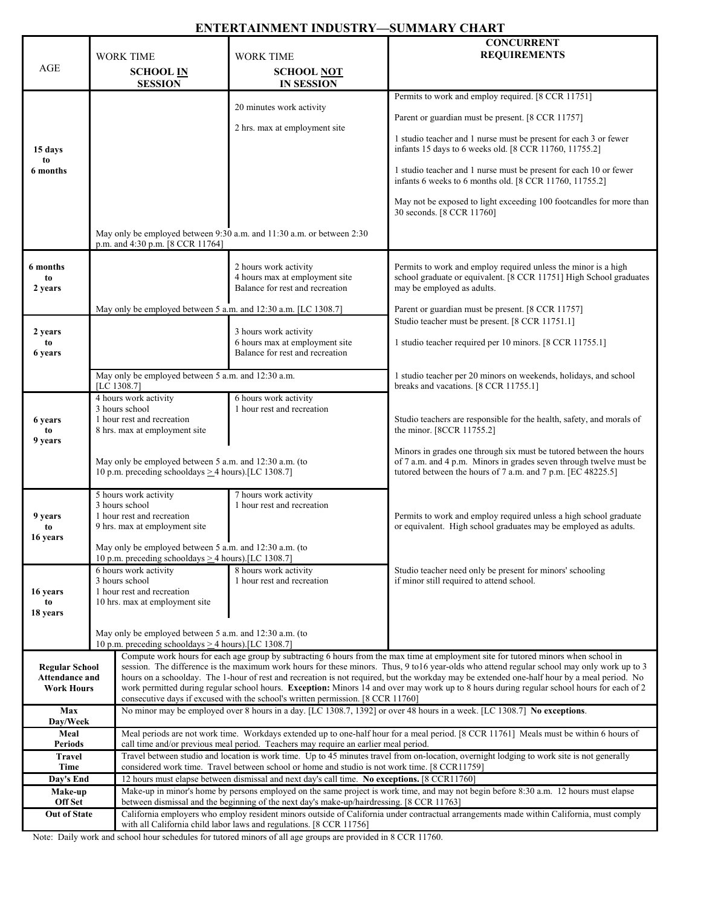# ENTERTAINMENT INDUSTRY—SUMMARY CHART

| AGE | WORK TIME **SCHOOL IN SESSION** | WORK TIME **SCHOOL NOT IN SESSION** | **CONCURRENT REQUIREMENTS** |
|---|---|---|---|
| **15 days to 6 months** | | 20 minutes work activity<br>2 hrs. max at employment site | Permits to work and employ required. [8 CCR 11751]<br>Parent or guardian must be present. [8 CCR 11757]<br>1 studio teacher and 1 nurse must be present for each 3 or fewer infants 15 days to 6 weeks old. [8 CCR 11760, 11755.2]<br>1 studio teacher and 1 nurse must be present for each 10 or fewer infants 6 weeks to 6 months old. [8 CCR 11760, 11755.2]<br>May not be exposed to light exceeding 100 footcandles for more than 30 seconds. [8 CCR 11760] |
| | May only be employed between 9:30 a.m. and 11:30 a.m. or between 2:30 p.m. and 4:30 p.m. [8 CCR 11764] | | |
| **6 months to 2 years** | | 2 hours work activity<br>4 hours max at employment site<br>Balance for rest and recreation | Permits to work and employ required unless the minor is a high school graduate or equivalent. [8 CCR 11751] High School graduates may be employed as adults.<br>Parent or guardian must be present. [8 CCR 11757] |
| | May only be employed between 5 a.m. and 12:30 a.m. [LC 1308.7] | | |
| **2 years to 6 years** | | 3 hours work activity<br>6 hours max at employment site<br>Balance for rest and recreation | Studio teacher must be present. [8 CCR 11751.1]<br>1 studio teacher required per 10 minors. [8 CCR 11755.1]<br>1 studio teacher per 20 minors on weekends, holidays, and school breaks and vacations. [8 CCR 11755.1] |
| | May only be employed between 5 a.m. and 12:30 a.m. [LC 1308.7] | | |
| **6 years to 9 years** | 4 hours work activity<br>3 hours school<br>1 hour rest and recreation<br>8 hrs. max at employment site | 6 hours work activity<br>1 hour rest and recreation | Studio teachers are responsible for the health, safety, and morals of the minor. [8CCR 11755.2]<br>Minors in grades one through six must be tutored between the hours of 7 a.m. and 4 p.m. Minors in grades seven through twelve must be tutored between the hours of 7 a.m. and 7 p.m. [EC 48225.5] |
| | May only be employed between 5 a.m. and 12:30 a.m. (to 10 p.m. preceding schooldays ≥ 4 hours).[LC 1308.7] | | |
| **9 years to 16 years** | 5 hours work activity<br>3 hours school<br>1 hour rest and recreation<br>9 hrs. max at employment site | 7 hours work activity<br>1 hour rest and recreation | Permits to work and employ required unless a high school graduate or equivalent. High school graduates may be employed as adults. |
| | May only be employed between 5 a.m. and 12:30 a.m. (to 10 p.m. preceding schooldays ≥ 4 hours).[LC 1308.7] | | |
| **16 years to 18 years** | 6 hours work activity<br>3 hours school<br>1 hour rest and recreation<br>10 hrs. max at employment site | 8 hours work activity<br>1 hour rest and recreation | Studio teacher need only be present for minors' schooling if minor still required to attend school. |
| | May only be employed between 5 a.m. and 12:30 a.m. (to 10 p.m. preceding schooldays ≥ 4 hours).[LC 1308.7] | | |

| | |
|---|---|
| **Regular School Attendance and Work Hours** | Compute work hours for each age group by subtracting 6 hours from the max time at employment site for tutored minors when school in session. The difference is the maximum work hours for these minors. Thus, 9 to16 year-olds who attend regular school may only work up to 3 hours on a schoolday. The 1-hour of rest and recreation is not required, but the workday may be extended one-half hour by a meal period. No work permitted during regular school hours. **Exception:** Minors 14 and over may work up to 8 hours during regular school hours for each of 2 consecutive days if excused with the school's written permission. [8 CCR 11760] |
| **Max Day/Week** | No minor may be employed over 8 hours in a day. [LC 1308.7, 1392] or over 48 hours in a week. [LC 1308.7] **No exceptions**. |
| **Meal Periods** | Meal periods are not work time. Workdays extended up to one-half hour for a meal period. [8 CCR 11761] Meals must be within 6 hours of call time and/or previous meal period. Teachers may require an earlier meal period. |
| **Travel Time** | Travel between studio and location is work time. Up to 45 minutes travel from on-location, overnight lodging to work site is not generally considered work time. Travel between school or home and studio is not work time. [8 CCR11759] |
| **Day's End** | 12 hours must elapse between dismissal and next day's call time. **No exceptions.** [8 CCR11760] |
| **Make-up Off Set** | Make-up in minor's home by persons employed on the same project is work time, and may not begin before 8:30 a.m. 12 hours must elapse between dismissal and the beginning of the next day's make-up/hairdressing. [8 CCR 11763] |
| **Out of State** | California employers who employ resident minors outside of California under contractual arrangements made within California, must comply with all California child labor laws and regulations. [8 CCR 11756] |

Note: Daily work and school hour schedules for tutored minors of all age groups are provided in 8 CCR 11760.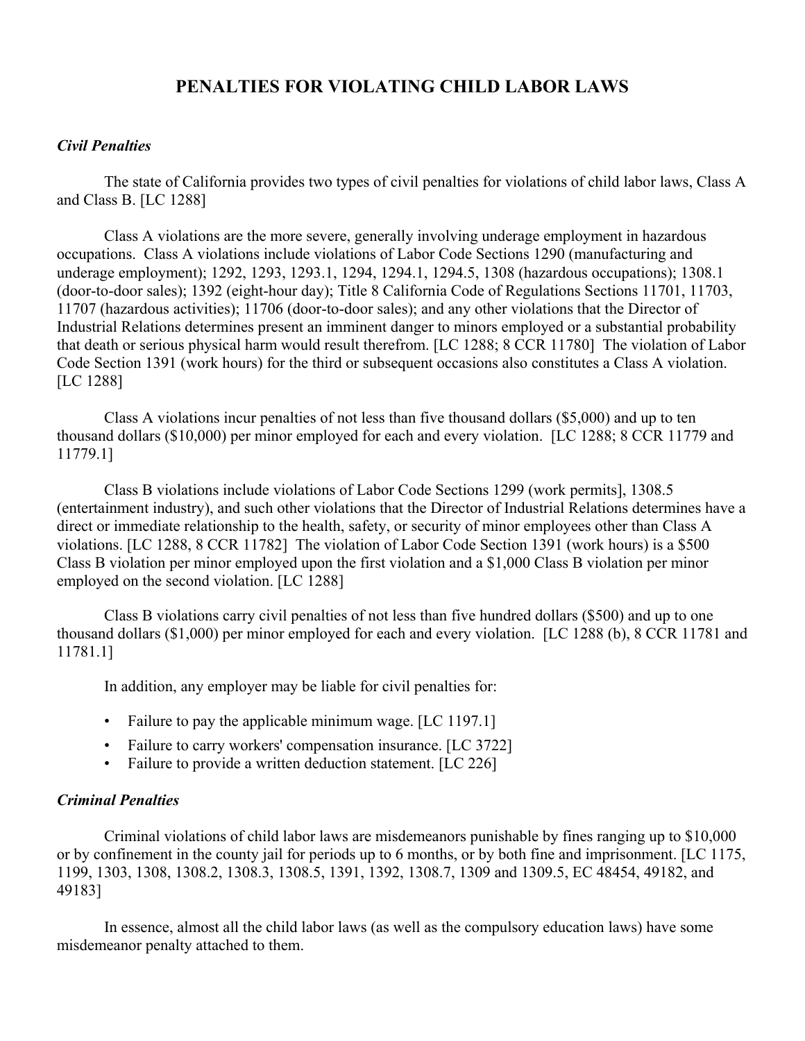# PENALTIES FOR VIOLATING CHILD LABOR LAWS

### *Civil Penalties*

The state of California provides two types of civil penalties for violations of child labor laws, Class A and Class B. [LC 1288]

Class A violations are the more severe, generally involving underage employment in hazardous occupations. Class A violations include violations of Labor Code Sections 1290 (manufacturing and underage employment); 1292, 1293, 1293.1, 1294, 1294.1, 1294.5, 1308 (hazardous occupations); 1308.1 (door-to-door sales); 1392 (eight-hour day); Title 8 California Code of Regulations Sections 11701, 11703, 11707 (hazardous activities); 11706 (door-to-door sales); and any other violations that the Director of Industrial Relations determines present an imminent danger to minors employed or a substantial probability that death or serious physical harm would result therefrom. [LC 1288; 8 CCR 11780] The violation of Labor Code Section 1391 (work hours) for the third or subsequent occasions also constitutes a Class A violation. [LC 1288]

Class A violations incur penalties of not less than five thousand dollars ($5,000) and up to ten thousand dollars ($10,000) per minor employed for each and every violation. [LC 1288; 8 CCR 11779 and 11779.1]

Class B violations include violations of Labor Code Sections 1299 (work permits], 1308.5 (entertainment industry), and such other violations that the Director of Industrial Relations determines have a direct or immediate relationship to the health, safety, or security of minor employees other than Class A violations. [LC 1288, 8 CCR 11782] The violation of Labor Code Section 1391 (work hours) is a $500 Class B violation per minor employed upon the first violation and a $1,000 Class B violation per minor employed on the second violation. [LC 1288]

Class B violations carry civil penalties of not less than five hundred dollars ($500) and up to one thousand dollars ($1,000) per minor employed for each and every violation. [LC 1288 (b), 8 CCR 11781 and 11781.1]

In addition, any employer may be liable for civil penalties for:

- Failure to pay the applicable minimum wage. [LC 1197.1]
- Failure to carry workers' compensation insurance. [LC 3722]
- Failure to provide a written deduction statement. [LC 226]

### *Criminal Penalties*

Criminal violations of child labor laws are misdemeanors punishable by fines ranging up to $10,000 or by confinement in the county jail for periods up to 6 months, or by both fine and imprisonment. [LC 1175, 1199, 1303, 1308, 1308.2, 1308.3, 1308.5, 1391, 1392, 1308.7, 1309 and 1309.5, EC 48454, 49182, and 49183]

In essence, almost all the child labor laws (as well as the compulsory education laws) have some misdemeanor penalty attached to them.